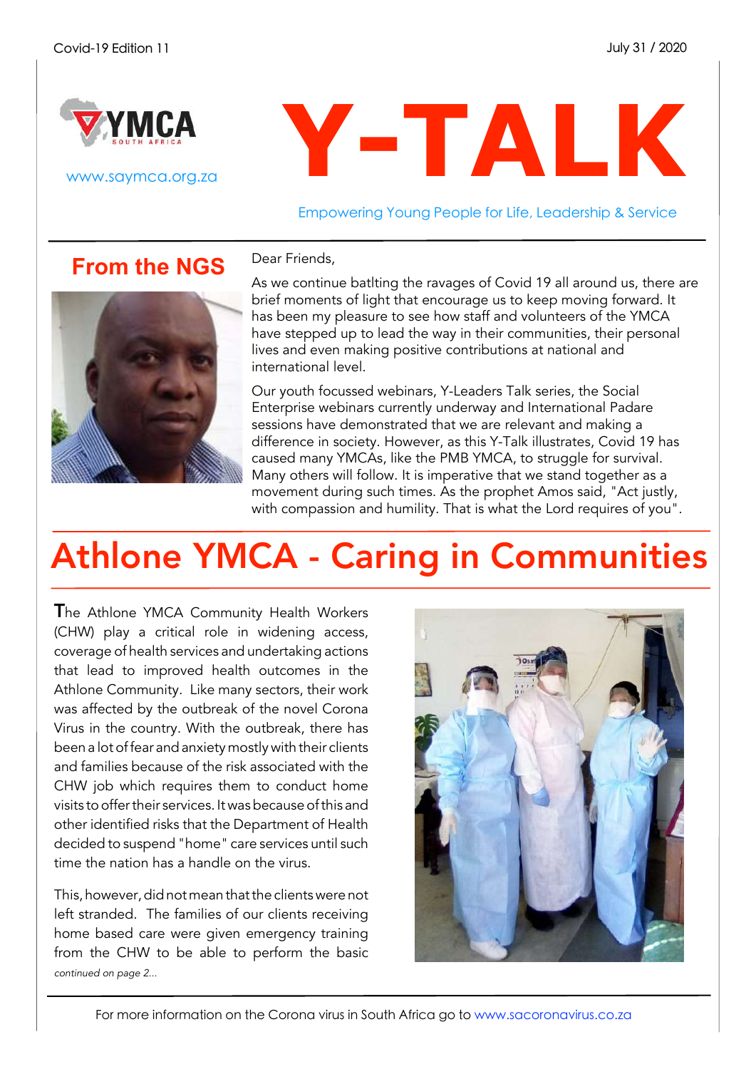Covid-19 Edition 11

July 31 / 2020

YMCA SOUTH AFRICA

www.saymca.org.za

# Y-TALK

Empowering Young People for Life, Leadership & Service

## From the NGS

Dear Friends,

As we continue batlting the ravages of Covid 19 all around us, there are brief moments of light that encourage us to keep moving forward. It has been my pleasure to see how staff and volunteers of the YMCA have stepped up to lead the way in their communities, their personal lives and even making positive contributions at national and international level.

Our youth focussed webinars, Y-Leaders Talk series, the Social Enterprise webinars currently underway and International Padare sessions have demonstrated that we are relevant and making a difference in society. However, as this Y-Talk illustrates, Covid 19 has caused many YMCAs, like the PMB YMCA, to struggle for survival. Many others will follow. It is imperative that we stand together as a movement during such times. As the prophet Amos said, "Act justly, with compassion and humility. That is what the Lord requires of you".

## Athlone YMCA - Caring in Communities

The Athlone YMCA Community Health Workers (CHW) play a critical role in widening access, coverage of health services and undertaking actions that lead to improved health outcomes in the Athlone Community. Like many sectors, their work was affected by the outbreak of the novel Corona Virus in the country. With the outbreak, there has been a lot of fear and anxiety mostly with their clients and families because of the risk associated with the CHW job which requires them to conduct home visits to offer their services. It was because of this and other identified risks that the Department of Health decided to suspend "home" care services until such time the nation has a handle on the virus.

This, however, did not mean that the clients were not left stranded. The families of our clients receiving home based care were given emergency training from the CHW to be able to perform the basic

*continued on page 2...*

For more information on the Corona virus in South Africa go to www.sacoronavirus.co.za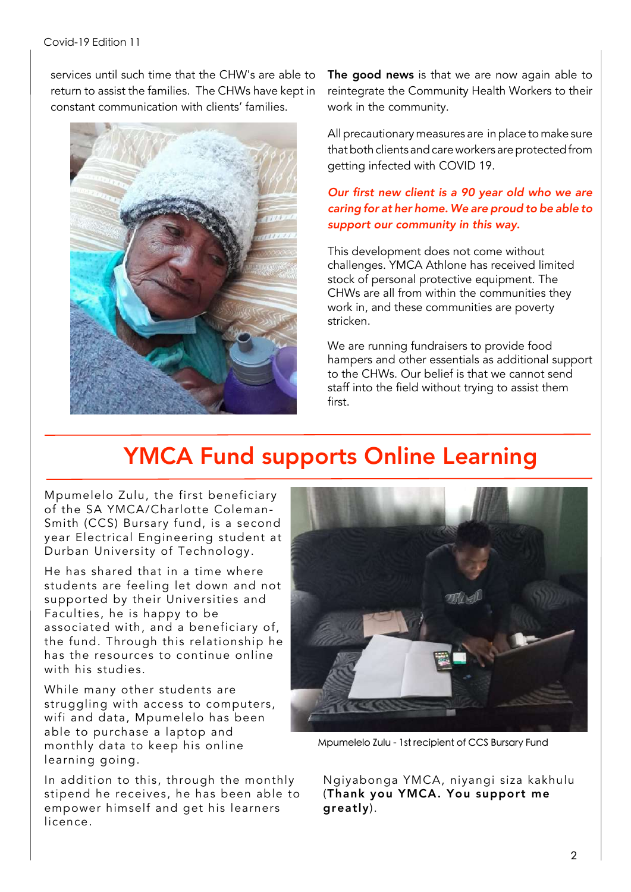services until such time that the CHW's are able to return to assist the families. The CHWs have kept in constant communication with clients' families.

**The good news** is that we are now again able to reintegrate the Community Health Workers to their work in the community.

All precautionary measures are in place to make sure that both clients and care workers are protected from getting infected with COVID 19.

***Our first new client is a 90 year old who we are caring for at her home. We are proud to be able to support our community in this way.***

This development does not come without challenges. YMCA Athlone has received limited stock of personal protective equipment. The CHWs are all from within the communities they work in, and these communities are poverty stricken.

We are running fundraisers to provide food hampers and other essentials as additional support to the CHWs. Our belief is that we cannot send staff into the field without trying to assist them first.

# YMCA Fund supports Online Learning

Mpumelelo Zulu, the first beneficiary of the SA YMCA/Charlotte Coleman-Smith (CCS) Bursary fund, is a second year Electrical Engineering student at Durban University of Technology.

He has shared that in a time where students are feeling let down and not supported by their Universities and Faculties, he is happy to be associated with, and a beneficiary of, the fund. Through this relationship he has the resources to continue online with his studies.

While many other students are struggling with access to computers, wifi and data, Mpumelelo has been able to purchase a laptop and monthly data to keep his online learning going.

In addition to this, through the monthly stipend he receives, he has been able to empower himself and get his learners licence.

Mpumelelo Zulu - 1st recipient of CCS Bursary Fund

Ngiyabonga YMCA, niyangi siza kakhulu (**Thank you YMCA. You support me greatly**).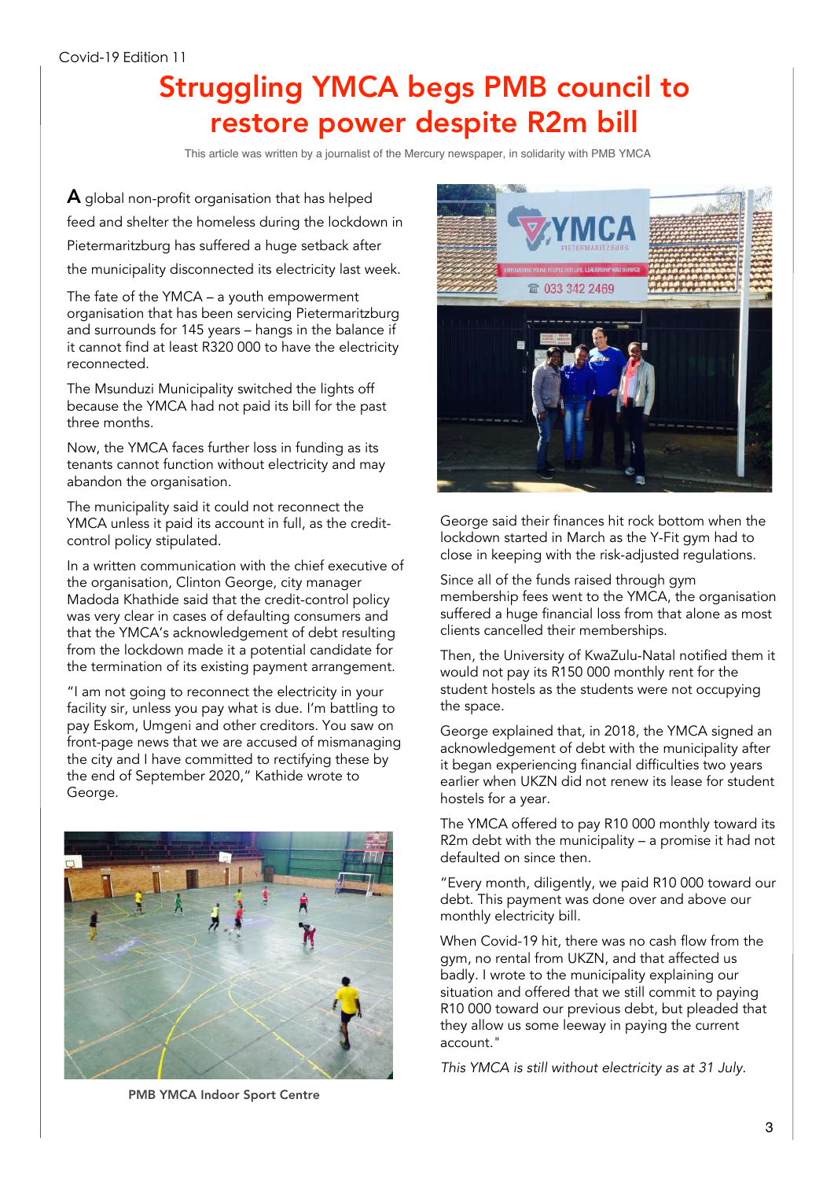Covid-19 Edition 11

# Struggling YMCA begs PMB council to restore power despite R2m bill

This article was written by a journalist of the Mercury newspaper, in solidarity with PMB YMCA

A global non-profit organisation that has helped feed and shelter the homeless during the lockdown in Pietermaritzburg has suffered a huge setback after the municipality disconnected its electricity last week.

The fate of the YMCA – a youth empowerment organisation that has been servicing Pietermaritzburg and surrounds for 145 years – hangs in the balance if it cannot find at least R320 000 to have the electricity reconnected.

The Msunduzi Municipality switched the lights off because the YMCA had not paid its bill for the past three months.

Now, the YMCA faces further loss in funding as its tenants cannot function without electricity and may abandon the organisation.

The municipality said it could not reconnect the YMCA unless it paid its account in full, as the credit-control policy stipulated.

In a written communication with the chief executive of the organisation, Clinton George, city manager Madoda Khathide said that the credit-control policy was very clear in cases of defaulting consumers and that the YMCA's acknowledgement of debt resulting from the lockdown made it a potential candidate for the termination of its existing payment arrangement.

"I am not going to reconnect the electricity in your facility sir, unless you pay what is due. I'm battling to pay Eskom, Umgeni and other creditors. You saw on front-page news that we are accused of mismanaging the city and I have committed to rectifying these by the end of September 2020," Kathide wrote to George.

PMB YMCA Indoor Sport Centre

George said their finances hit rock bottom when the lockdown started in March as the Y-Fit gym had to close in keeping with the risk-adjusted regulations.

Since all of the funds raised through gym membership fees went to the YMCA, the organisation suffered a huge financial loss from that alone as most clients cancelled their memberships.

Then, the University of KwaZulu-Natal notified them it would not pay its R150 000 monthly rent for the student hostels as the students were not occupying the space.

George explained that, in 2018, the YMCA signed an acknowledgement of debt with the municipality after it began experiencing financial difficulties two years earlier when UKZN did not renew its lease for student hostels for a year.

The YMCA offered to pay R10 000 monthly toward its R2m debt with the municipality – a promise it had not defaulted on since then.

"Every month, diligently, we paid R10 000 toward our debt. This payment was done over and above our monthly electricity bill.

When Covid-19 hit, there was no cash flow from the gym, no rental from UKZN, and that affected us badly. I wrote to the municipality explaining our situation and offered that we still commit to paying R10 000 toward our previous debt, but pleaded that they allow us some leeway in paying the current account."

*This YMCA is still without electricity as at 31 July.*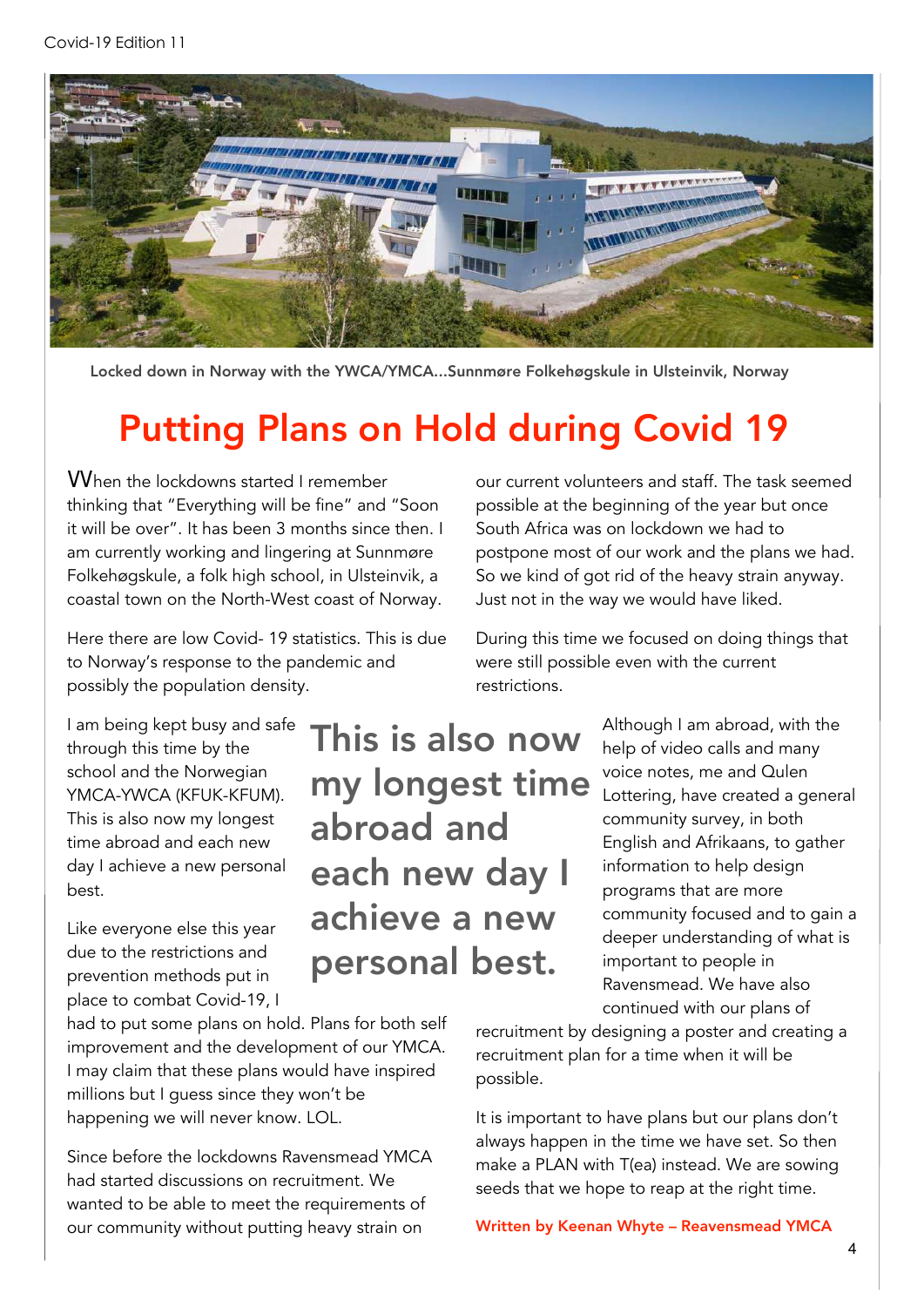Locked down in Norway with the YWCA/YMCA...Sunnmøre Folkehøgskule in Ulsteinvik, Norway

# Putting Plans on Hold during Covid 19

When the lockdowns started I remember thinking that "Everything will be fine" and "Soon it will be over". It has been 3 months since then. I am currently working and lingering at Sunnmøre Folkehøgskule, a folk high school, in Ulsteinvik, a coastal town on the North-West coast of Norway.

Here there are low Covid- 19 statistics. This is due to Norway's response to the pandemic and possibly the population density.

I am being kept busy and safe through this time by the school and the Norwegian YMCA-YWCA (KFUK-KFUM). This is also now my longest time abroad and each new day I achieve a new personal best.

> **This is also now my longest time abroad and each new day I achieve a new personal best.**

Like everyone else this year due to the restrictions and prevention methods put in place to combat Covid-19, I had to put some plans on hold. Plans for both self improvement and the development of our YMCA. I may claim that these plans would have inspired millions but I guess since they won't be happening we will never know. LOL.

Since before the lockdowns Ravensmead YMCA had started discussions on recruitment. We wanted to be able to meet the requirements of our community without putting heavy strain on our current volunteers and staff. The task seemed possible at the beginning of the year but once South Africa was on lockdown we had to postpone most of our work and the plans we had. So we kind of got rid of the heavy strain anyway. Just not in the way we would have liked.

During this time we focused on doing things that were still possible even with the current restrictions.

Although I am abroad, with the help of video calls and many voice notes, me and Qulen Lottering, have created a general community survey, in both English and Afrikaans, to gather information to help design programs that are more community focused and to gain a deeper understanding of what is important to people in Ravensmead. We have also continued with our plans of recruitment by designing a poster and creating a recruitment plan for a time when it will be possible.

It is important to have plans but our plans don't always happen in the time we have set. So then make a PLAN with T(ea) instead. We are sowing seeds that we hope to reap at the right time.

**Written by Keenan Whyte – Reavensmead YMCA**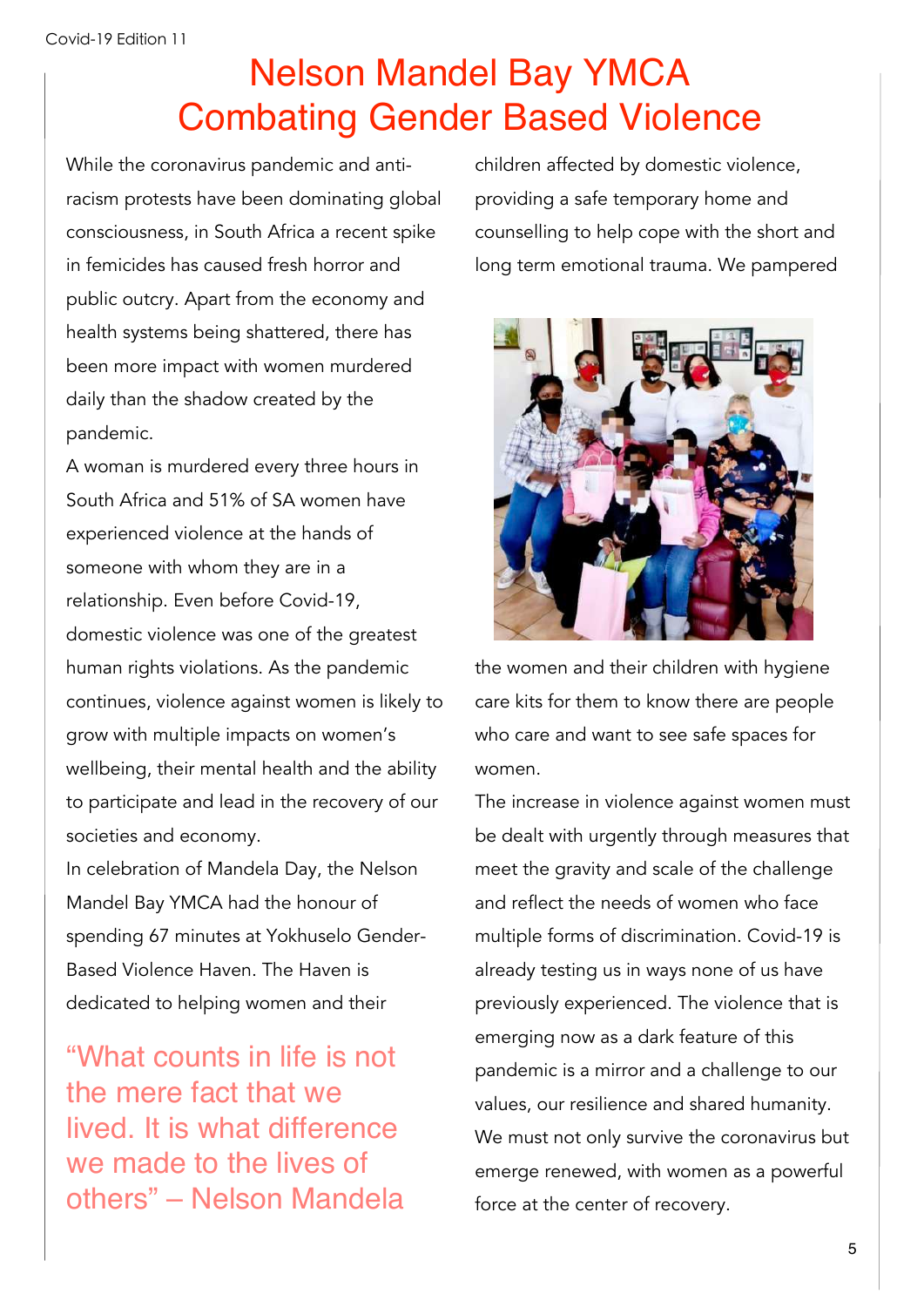# Nelson Mandel Bay YMCA Combating Gender Based Violence

While the coronavirus pandemic and anti-racism protests have been dominating global consciousness, in South Africa a recent spike in femicides has caused fresh horror and public outcry. Apart from the economy and health systems being shattered, there has been more impact with women murdered daily than the shadow created by the pandemic.

A woman is murdered every three hours in South Africa and 51% of SA women have experienced violence at the hands of someone with whom they are in a relationship. Even before Covid-19, domestic violence was one of the greatest human rights violations. As the pandemic continues, violence against women is likely to grow with multiple impacts on women's wellbeing, their mental health and the ability to participate and lead in the recovery of our societies and economy.

In celebration of Mandela Day, the Nelson Mandel Bay YMCA had the honour of spending 67 minutes at Yokhuselo Gender-Based Violence Haven. The Haven is dedicated to helping women and their children affected by domestic violence, providing a safe temporary home and counselling to help cope with the short and long term emotional trauma. We pampered the women and their children with hygiene care kits for them to know there are people who care and want to see safe spaces for women.

> "What counts in life is not the mere fact that we lived. It is what difference we made to the lives of others" – Nelson Mandela

The increase in violence against women must be dealt with urgently through measures that meet the gravity and scale of the challenge and reflect the needs of women who face multiple forms of discrimination. Covid-19 is already testing us in ways none of us have previously experienced. The violence that is emerging now as a dark feature of this pandemic is a mirror and a challenge to our values, our resilience and shared humanity. We must not only survive the coronavirus but emerge renewed, with women as a powerful force at the center of recovery.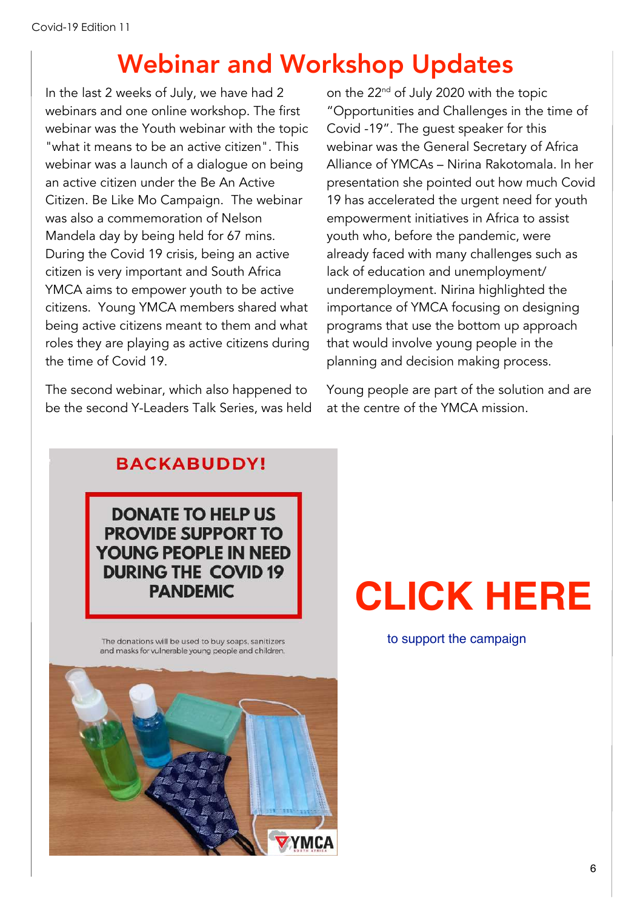# Webinar and Workshop Updates

In the last 2 weeks of July, we have had 2 webinars and one online workshop. The first webinar was the Youth webinar with the topic "what it means to be an active citizen". This webinar was a launch of a dialogue on being an active citizen under the Be An Active Citizen. Be Like Mo Campaign. The webinar was also a commemoration of Nelson Mandela day by being held for 67 mins. During the Covid 19 crisis, being an active citizen is very important and South Africa YMCA aims to empower youth to be active citizens. Young YMCA members shared what being active citizens meant to them and what roles they are playing as active citizens during the time of Covid 19.

The second webinar, which also happened to be the second Y-Leaders Talk Series, was held on the 22nd of July 2020 with the topic "Opportunities and Challenges in the time of Covid -19". The guest speaker for this webinar was the General Secretary of Africa Alliance of YMCAs – Nirina Rakotomala. In her presentation she pointed out how much Covid 19 has accelerated the urgent need for youth empowerment initiatives in Africa to assist youth who, before the pandemic, were already faced with many challenges such as lack of education and unemployment/ underemployment. Nirina highlighted the importance of YMCA focusing on designing programs that use the bottom up approach that would involve young people in the planning and decision making process.

Young people are part of the solution and are at the centre of the YMCA mission.

**BACKABUDDY!**

**DONATE TO HELP US PROVIDE SUPPORT TO YOUNG PEOPLE IN NEED DURING THE COVID 19 PANDEMIC**

The donations will be used to buy soaps, sanitizers and masks for vulnerable young people and children.

# CLICK HERE

to support the campaign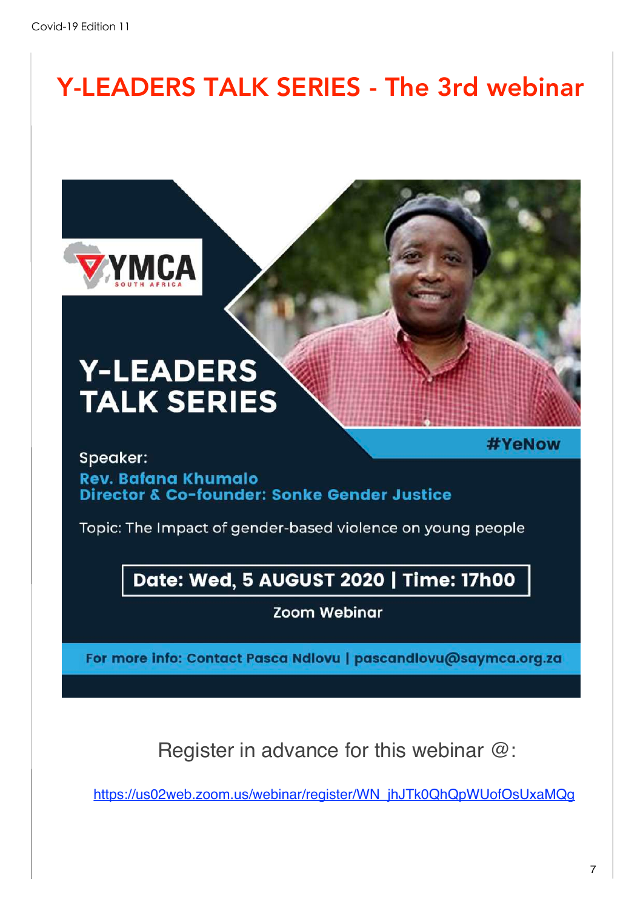# Y-LEADERS TALK SERIES - The 3rd webinar

YMCA SOUTH AFRICA

## Y-LEADERS TALK SERIES

#YeNow

Speaker:

**Rev. Bafana Khumalo**
**Director & Co-founder: Sonke Gender Justice**

Topic: The Impact of gender-based violence on young people

**Date: Wed, 5 AUGUST 2020 | Time: 17h00**

Zoom Webinar

For more info: Contact Pasca Ndlovu | pascandlovu@saymca.org.za

Register in advance for this webinar @:

https://us02web.zoom.us/webinar/register/WN_jhJTk0QhQpWUofOsUxaMQg